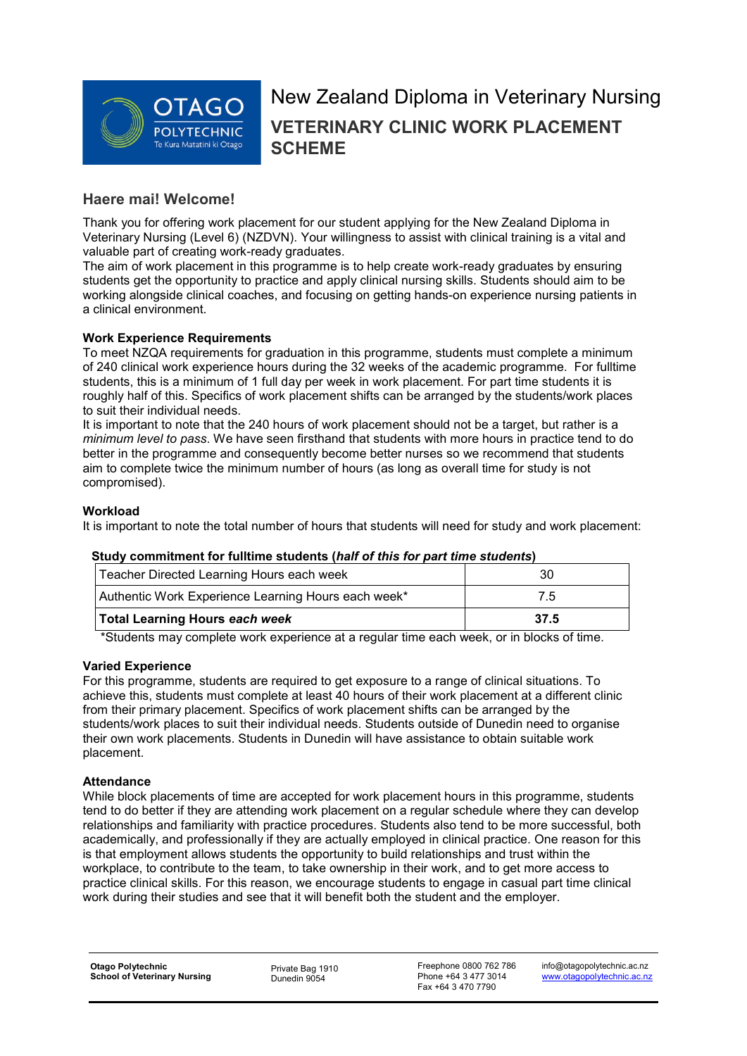# New Zealand Diploma in Veterinary Nursing

## VETERINARY CLINIC WORK PLACEMENT SCHEME

## Haere mai! Welcome!

Thank you for offering work placement for our student applying for the New Zealand Diploma in Veterinary Nursing (Level 6) (NZDVN). Your willingness to assist with clinical training is a vital and valuable part of creating work-ready graduates.
The aim of work placement in this programme is to help create work-ready graduates by ensuring students get the opportunity to practice and apply clinical nursing skills. Students should aim to be working alongside clinical coaches, and focusing on getting hands-on experience nursing patients in a clinical environment.

### Work Experience Requirements

To meet NZQA requirements for graduation in this programme, students must complete a minimum of 240 clinical work experience hours during the 32 weeks of the academic programme. For fulltime students, this is a minimum of 1 full day per week in work placement. For part time students it is roughly half of this. Specifics of work placement shifts can be arranged by the students/work places to suit their individual needs.
It is important to note that the 240 hours of work placement should not be a target, but rather is a *minimum level to pass*. We have seen firsthand that students with more hours in practice tend to do better in the programme and consequently become better nurses so we recommend that students aim to complete twice the minimum number of hours (as long as overall time for study is not compromised).

### Workload

It is important to note the total number of hours that students will need for study and work placement:

**Study commitment for fulltime students (*half of this for part time students*)**

| | |
|---|---|
| Teacher Directed Learning Hours each week | 30 |
| Authentic Work Experience Learning Hours each week* | 7.5 |
| **Total Learning Hours *each week*** | **37.5** |

*Students may complete work experience at a regular time each week, or in blocks of time.

### Varied Experience

For this programme, students are required to get exposure to a range of clinical situations. To achieve this, students must complete at least 40 hours of their work placement at a different clinic from their primary placement. Specifics of work placement shifts can be arranged by the students/work places to suit their individual needs. Students outside of Dunedin need to organise their own work placements. Students in Dunedin will have assistance to obtain suitable work placement.

### Attendance

While block placements of time are accepted for work placement hours in this programme, students tend to do better if they are attending work placement on a regular schedule where they can develop relationships and familiarity with practice procedures. Students also tend to be more successful, both academically, and professionally if they are actually employed in clinical practice. One reason for this is that employment allows students the opportunity to build relationships and trust within the workplace, to contribute to the team, to take ownership in their work, and to get more access to practice clinical skills. For this reason, we encourage students to engage in casual part time clinical work during their studies and see that it will benefit both the student and the employer.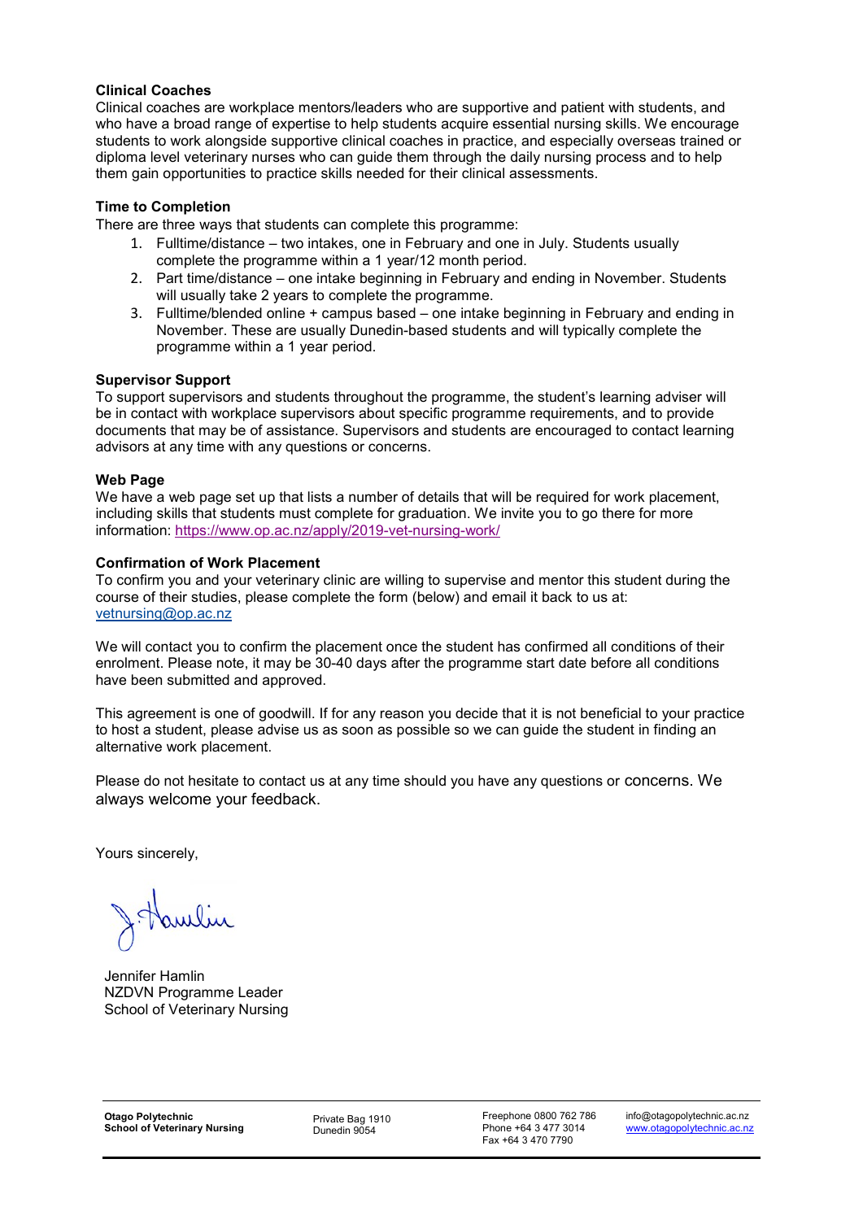**Clinical Coaches**

Clinical coaches are workplace mentors/leaders who are supportive and patient with students, and who have a broad range of expertise to help students acquire essential nursing skills. We encourage students to work alongside supportive clinical coaches in practice, and especially overseas trained or diploma level veterinary nurses who can guide them through the daily nursing process and to help them gain opportunities to practice skills needed for their clinical assessments.

**Time to Completion**

There are three ways that students can complete this programme:

1. Fulltime/distance – two intakes, one in February and one in July. Students usually complete the programme within a 1 year/12 month period.
2. Part time/distance – one intake beginning in February and ending in November. Students will usually take 2 years to complete the programme.
3. Fulltime/blended online + campus based – one intake beginning in February and ending in November. These are usually Dunedin-based students and will typically complete the programme within a 1 year period.

**Supervisor Support**

To support supervisors and students throughout the programme, the student's learning adviser will be in contact with workplace supervisors about specific programme requirements, and to provide documents that may be of assistance. Supervisors and students are encouraged to contact learning advisors at any time with any questions or concerns.

**Web Page**

We have a web page set up that lists a number of details that will be required for work placement, including skills that students must complete for graduation. We invite you to go there for more information: https://www.op.ac.nz/apply/2019-vet-nursing-work/

**Confirmation of Work Placement**

To confirm you and your veterinary clinic are willing to supervise and mentor this student during the course of their studies, please complete the form (below) and email it back to us at: vetnursing@op.ac.nz

We will contact you to confirm the placement once the student has confirmed all conditions of their enrolment. Please note, it may be 30-40 days after the programme start date before all conditions have been submitted and approved.

This agreement is one of goodwill. If for any reason you decide that it is not beneficial to your practice to host a student, please advise us as soon as possible so we can guide the student in finding an alternative work placement.

Please do not hesitate to contact us at any time should you have any questions or concerns. We always welcome your feedback.

Yours sincerely,

Jennifer Hamlin
NZDVN Programme Leader
School of Veterinary Nursing

**Otago Polytechnic**
**School of Veterinary Nursing**

Private Bag 1910
Dunedin 9054

Freephone 0800 762 786
Phone +64 3 477 3014
Fax +64 3 470 7790

info@otagopolytechnic.ac.nz
www.otagopolytechnic.ac.nz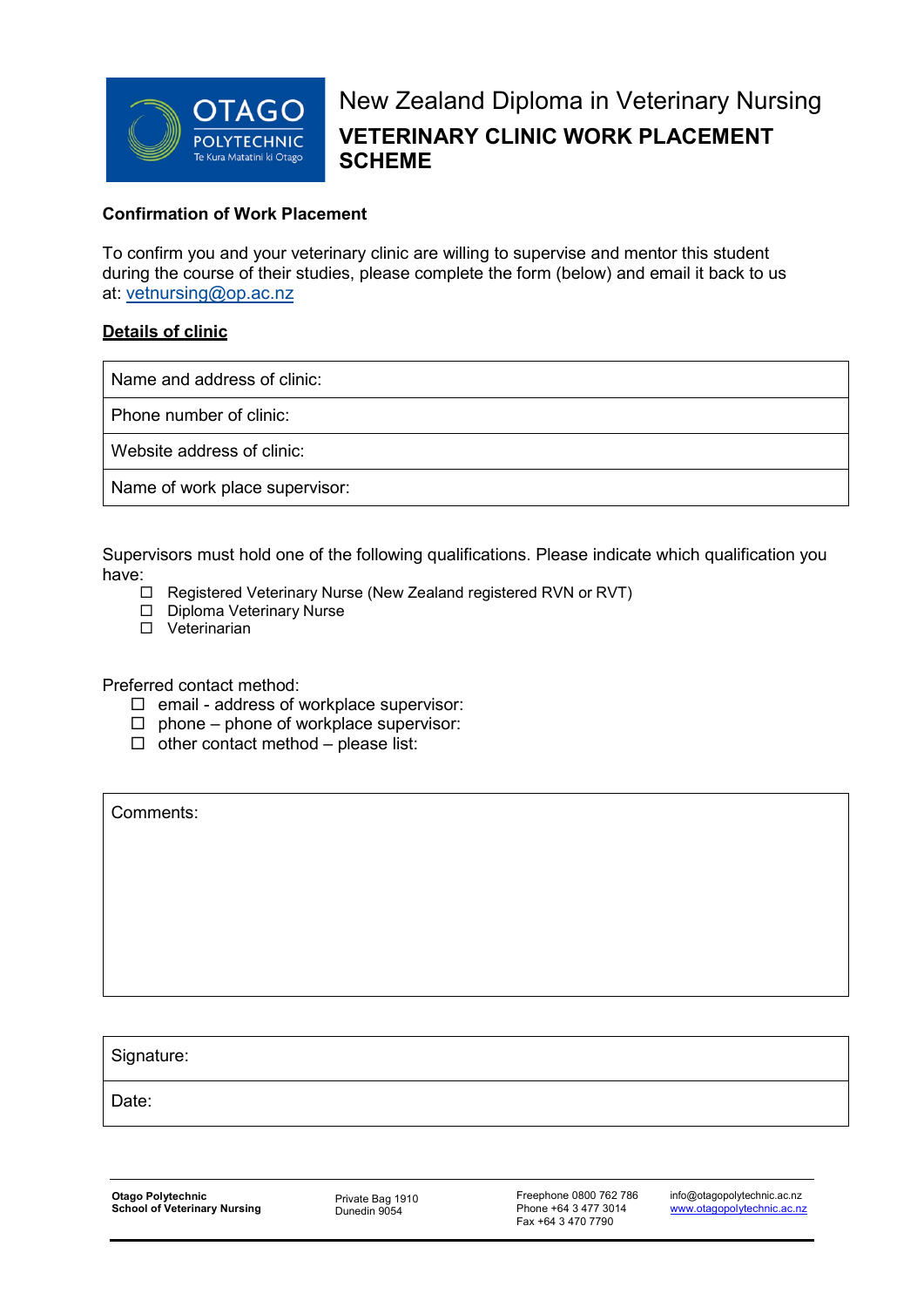OTAGO POLYTECHNIC
Te Kura Matatini ki Otago

# New Zealand Diploma in Veterinary Nursing

## VETERINARY CLINIC WORK PLACEMENT SCHEME

**Confirmation of Work Placement**

To confirm you and your veterinary clinic are willing to supervise and mentor this student during the course of their studies, please complete the form (below) and email it back to us at: vetnursing@op.ac.nz

**Details of clinic**

| |
|---|
| Name and address of clinic: |
| Phone number of clinic: |
| Website address of clinic: |
| Name of work place supervisor: |

Supervisors must hold one of the following qualifications. Please indicate which qualification you have:

- ☐ Registered Veterinary Nurse (New Zealand registered RVN or RVT)
- ☐ Diploma Veterinary Nurse
- ☐ Veterinarian

Preferred contact method:

- ☐ email - address of workplace supervisor:
- ☐ phone – phone of workplace supervisor:
- ☐ other contact method – please list:

| |
|---|
| Comments: |

| |
|---|
| Signature: |
| Date: |

**Otago Polytechnic**
**School of Veterinary Nursing**

Private Bag 1910
Dunedin 9054

Freephone 0800 762 786
Phone +64 3 477 3014
Fax +64 3 470 7790

info@otagopolytechnic.ac.nz
www.otagopolytechnic.ac.nz